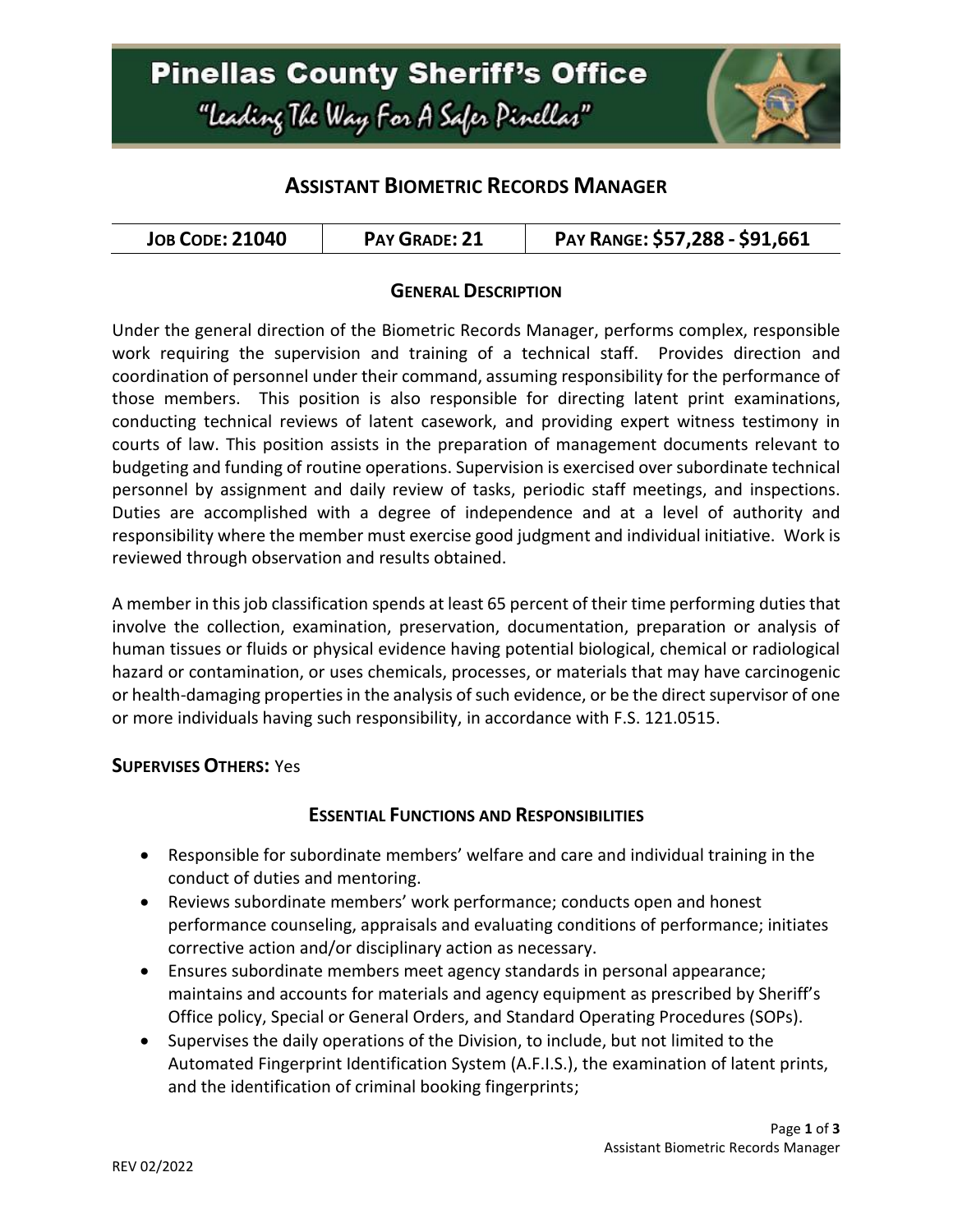# Pinellas County Sheriff's Office

*"Leading The Way For A Safer Pinellas"*

## ASSISTANT BIOMETRIC RECORDS MANAGER

| JOB CODE: 21040 | PAY GRADE: 21 | PAY RANGE: $57,288 - $91,661 |
|---|---|---|

### GENERAL DESCRIPTION

Under the general direction of the Biometric Records Manager, performs complex, responsible work requiring the supervision and training of a technical staff. Provides direction and coordination of personnel under their command, assuming responsibility for the performance of those members. This position is also responsible for directing latent print examinations, conducting technical reviews of latent casework, and providing expert witness testimony in courts of law. This position assists in the preparation of management documents relevant to budgeting and funding of routine operations. Supervision is exercised over subordinate technical personnel by assignment and daily review of tasks, periodic staff meetings, and inspections. Duties are accomplished with a degree of independence and at a level of authority and responsibility where the member must exercise good judgment and individual initiative. Work is reviewed through observation and results obtained.

A member in this job classification spends at least 65 percent of their time performing duties that involve the collection, examination, preservation, documentation, preparation or analysis of human tissues or fluids or physical evidence having potential biological, chemical or radiological hazard or contamination, or uses chemicals, processes, or materials that may have carcinogenic or health-damaging properties in the analysis of such evidence, or be the direct supervisor of one or more individuals having such responsibility, in accordance with F.S. 121.0515.

**SUPERVISES OTHERS:** Yes

### ESSENTIAL FUNCTIONS AND RESPONSIBILITIES

- Responsible for subordinate members' welfare and care and individual training in the conduct of duties and mentoring.
- Reviews subordinate members' work performance; conducts open and honest performance counseling, appraisals and evaluating conditions of performance; initiates corrective action and/or disciplinary action as necessary.
- Ensures subordinate members meet agency standards in personal appearance; maintains and accounts for materials and agency equipment as prescribed by Sheriff's Office policy, Special or General Orders, and Standard Operating Procedures (SOPs).
- Supervises the daily operations of the Division, to include, but not limited to the Automated Fingerprint Identification System (A.F.I.S.), the examination of latent prints, and the identification of criminal booking fingerprints;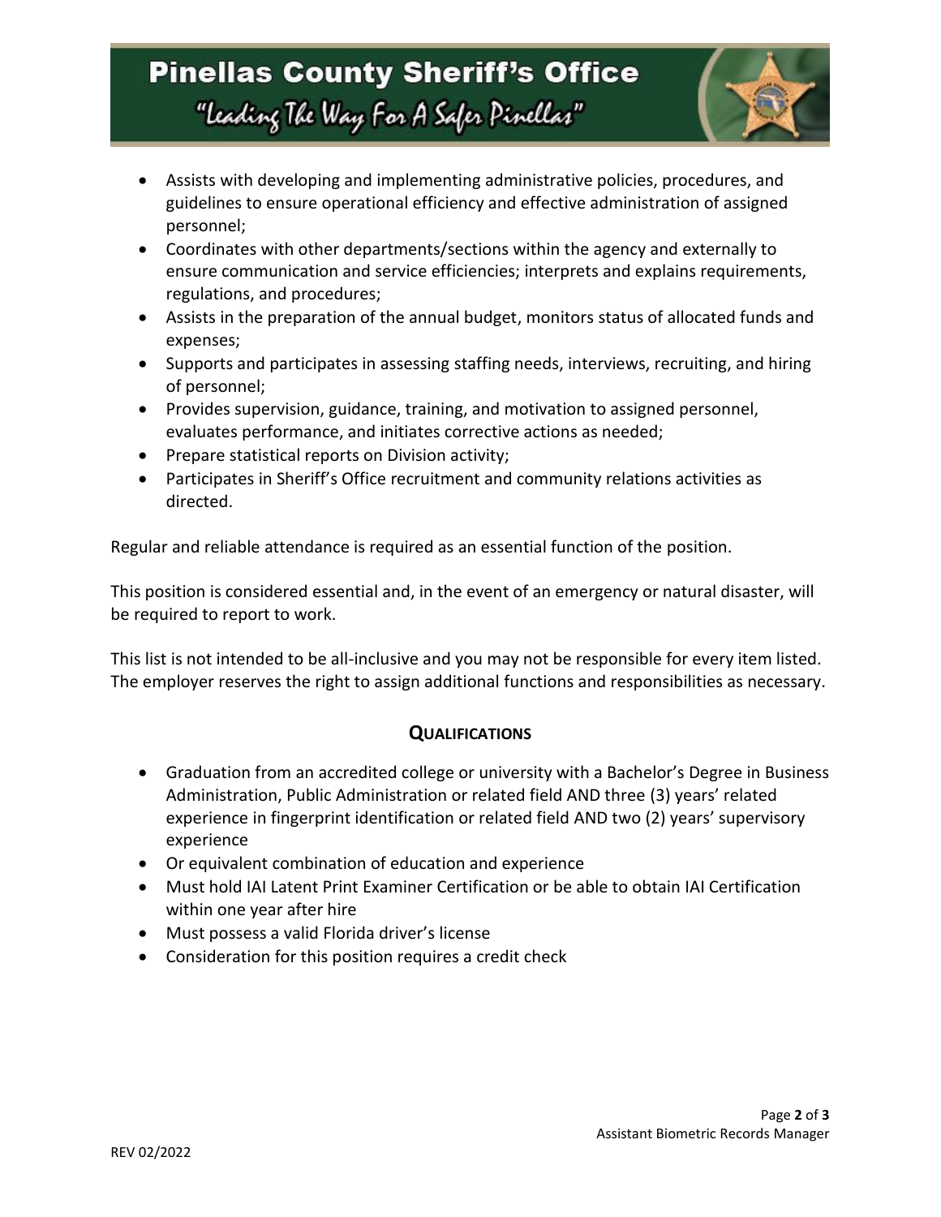- Assists with developing and implementing administrative policies, procedures, and guidelines to ensure operational efficiency and effective administration of assigned personnel;
- Coordinates with other departments/sections within the agency and externally to ensure communication and service efficiencies; interprets and explains requirements, regulations, and procedures;
- Assists in the preparation of the annual budget, monitors status of allocated funds and expenses;
- Supports and participates in assessing staffing needs, interviews, recruiting, and hiring of personnel;
- Provides supervision, guidance, training, and motivation to assigned personnel, evaluates performance, and initiates corrective actions as needed;
- Prepare statistical reports on Division activity;
- Participates in Sheriff's Office recruitment and community relations activities as directed.

Regular and reliable attendance is required as an essential function of the position.

This position is considered essential and, in the event of an emergency or natural disaster, will be required to report to work.

This list is not intended to be all-inclusive and you may not be responsible for every item listed. The employer reserves the right to assign additional functions and responsibilities as necessary.

## QUALIFICATIONS

- Graduation from an accredited college or university with a Bachelor's Degree in Business Administration, Public Administration or related field AND three (3) years' related experience in fingerprint identification or related field AND two (2) years' supervisory experience
- Or equivalent combination of education and experience
- Must hold IAI Latent Print Examiner Certification or be able to obtain IAI Certification within one year after hire
- Must possess a valid Florida driver's license
- Consideration for this position requires a credit check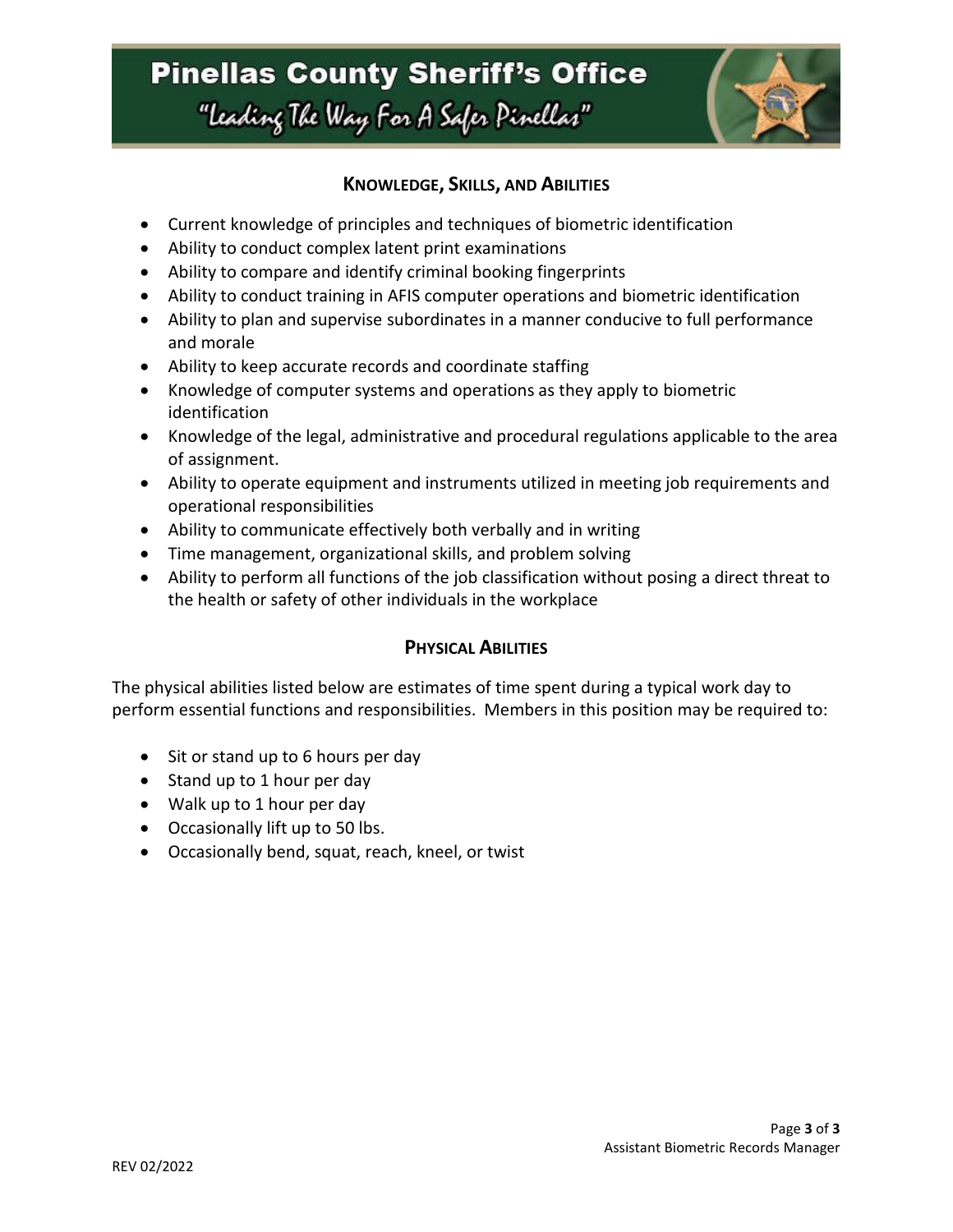## Knowledge, Skills, and Abilities

- Current knowledge of principles and techniques of biometric identification
- Ability to conduct complex latent print examinations
- Ability to compare and identify criminal booking fingerprints
- Ability to conduct training in AFIS computer operations and biometric identification
- Ability to plan and supervise subordinates in a manner conducive to full performance and morale
- Ability to keep accurate records and coordinate staffing
- Knowledge of computer systems and operations as they apply to biometric identification
- Knowledge of the legal, administrative and procedural regulations applicable to the area of assignment.
- Ability to operate equipment and instruments utilized in meeting job requirements and operational responsibilities
- Ability to communicate effectively both verbally and in writing
- Time management, organizational skills, and problem solving
- Ability to perform all functions of the job classification without posing a direct threat to the health or safety of other individuals in the workplace

## Physical Abilities

The physical abilities listed below are estimates of time spent during a typical work day to perform essential functions and responsibilities. Members in this position may be required to:

- Sit or stand up to 6 hours per day
- Stand up to 1 hour per day
- Walk up to 1 hour per day
- Occasionally lift up to 50 lbs.
- Occasionally bend, squat, reach, kneel, or twist